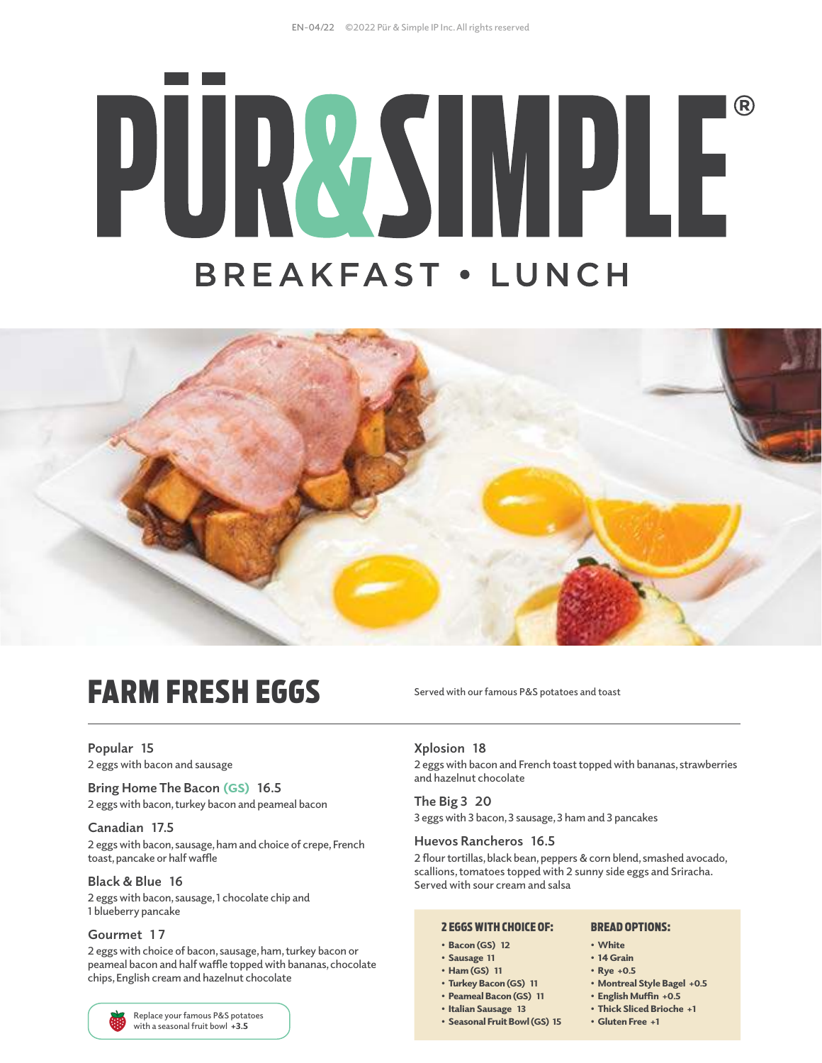EN-04/22 ©2022 Pür & Simple IP Inc. All rights reserved

# PÜR&SIMPLE®

BREAKFAST • LUNCH

## FARM FRESH EGGS

Served with our famous P&S potatoes and toast

**Popular** 15
2 eggs with bacon and sausage

**Bring Home The Bacon (GS)** 16.5
2 eggs with bacon, turkey bacon and peameal bacon

**Canadian** 17.5
2 eggs with bacon, sausage, ham and choice of crepe, French toast, pancake or half waffle

**Black & Blue** 16
2 eggs with bacon, sausage, 1 chocolate chip and 1 blueberry pancake

**Gourmet** 17
2 eggs with choice of bacon, sausage, ham, turkey bacon or peameal bacon and half waffle topped with bananas, chocolate chips, English cream and hazelnut chocolate

Replace your famous P&S potatoes with a seasonal fruit bowl **+3.5**

**Xplosion** 18
2 eggs with bacon and French toast topped with bananas, strawberries and hazelnut chocolate

**The Big 3** 20
3 eggs with 3 bacon, 3 sausage, 3 ham and 3 pancakes

**Huevos Rancheros** 16.5
2 flour tortillas, black bean, peppers & corn blend, smashed avocado, scallions, tomatoes topped with 2 sunny side eggs and Sriracha. Served with sour cream and salsa

### 2 EGGS WITH CHOICE OF:

- **Bacon (GS)** 12
- **Sausage** 11
- **Ham (GS)** 11
- **Turkey Bacon (GS)** 11
- **Peameal Bacon (GS)** 11
- **Italian Sausage** 13
- **Seasonal Fruit Bowl (GS)** 15

### BREAD OPTIONS:

- **White**
- **14 Grain**
- **Rye** +0.5
- **Montreal Style Bagel** +0.5
- **English Muffin** +0.5
- **Thick Sliced Brioche** +1
- **Gluten Free** +1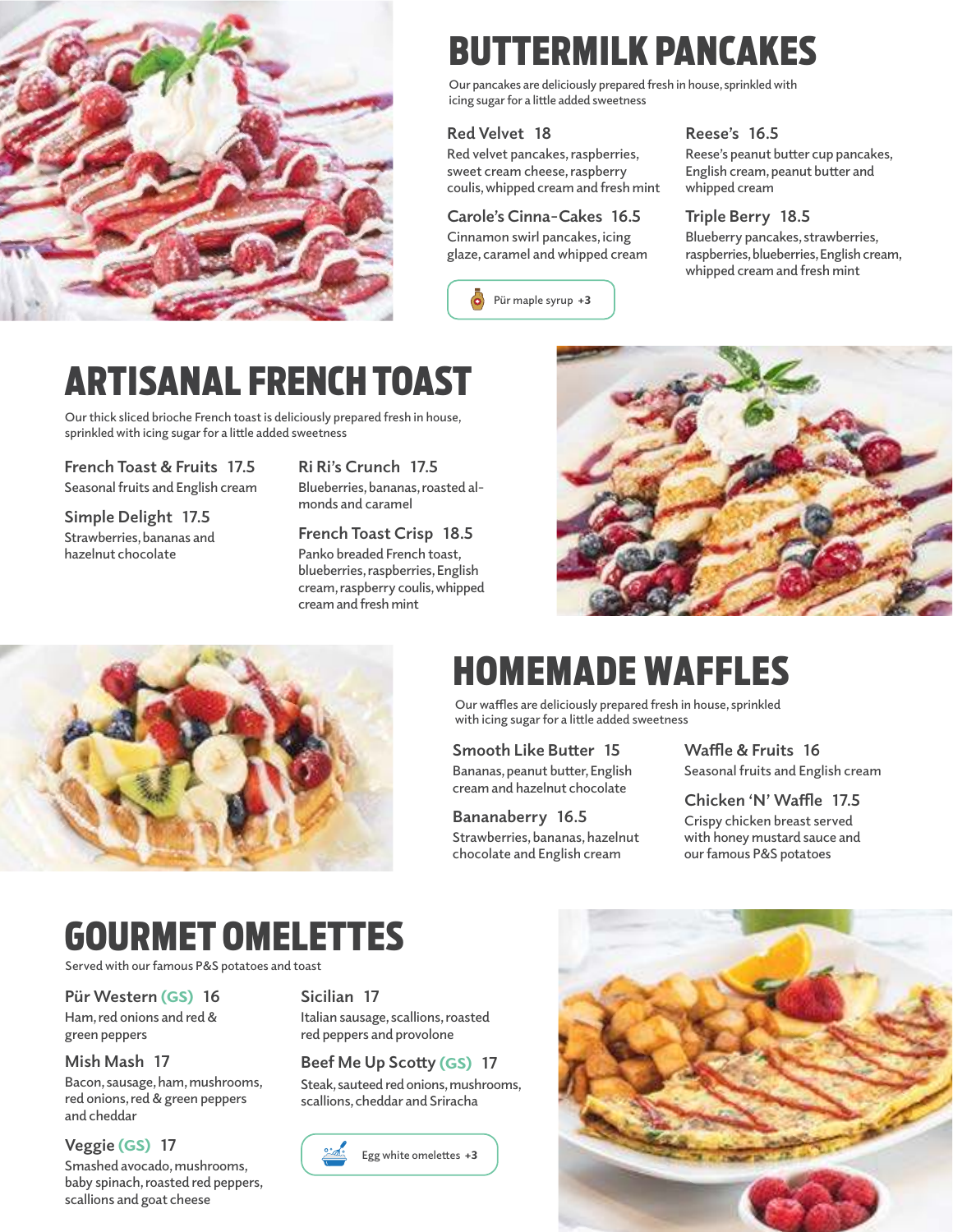# BUTTERMILK PANCAKES

Our pancakes are deliciously prepared fresh in house, sprinkled with icing sugar for a little added sweetness

### Red Velvet 18
Red velvet pancakes, raspberries, sweet cream cheese, raspberry coulis, whipped cream and fresh mint

### Carole's Cinna-Cakes 16.5
Cinnamon swirl pancakes, icing glaze, caramel and whipped cream

Pür maple syrup **+3**

### Reese's 16.5
Reese's peanut butter cup pancakes, English cream, peanut butter and whipped cream

### Triple Berry 18.5
Blueberry pancakes, strawberries, raspberries, blueberries, English cream, whipped cream and fresh mint

# ARTISANAL FRENCH TOAST

Our thick sliced brioche French toast is deliciously prepared fresh in house, sprinkled with icing sugar for a little added sweetness

### French Toast & Fruits 17.5
Seasonal fruits and English cream

### Simple Delight 17.5
Strawberries, bananas and hazelnut chocolate

### Ri Ri's Crunch 17.5
Blueberries, bananas, roasted almonds and caramel

### French Toast Crisp 18.5
Panko breaded French toast, blueberries, raspberries, English cream, raspberry coulis, whipped cream and fresh mint

# HOMEMADE WAFFLES

Our waffles are deliciously prepared fresh in house, sprinkled with icing sugar for a little added sweetness

### Smooth Like Butter 15
Bananas, peanut butter, English cream and hazelnut chocolate

### Bananaberry 16.5
Strawberries, bananas, hazelnut chocolate and English cream

### Waffle & Fruits 16
Seasonal fruits and English cream

### Chicken 'N' Waffle 17.5
Crispy chicken breast served with honey mustard sauce and our famous P&S potatoes

# GOURMET OMELETTES

Served with our famous P&S potatoes and toast

### Pür Western (GS) 16
Ham, red onions and red & green peppers

### Mish Mash 17
Bacon, sausage, ham, mushrooms, red onions, red & green peppers and cheddar

### Veggie (GS) 17
Smashed avocado, mushrooms, baby spinach, roasted red peppers, scallions and goat cheese

### Sicilian 17
Italian sausage, scallions, roasted red peppers and provolone

### Beef Me Up Scotty (GS) 17
Steak, sauteed red onions, mushrooms, scallions, cheddar and Sriracha

Egg white omelettes **+3**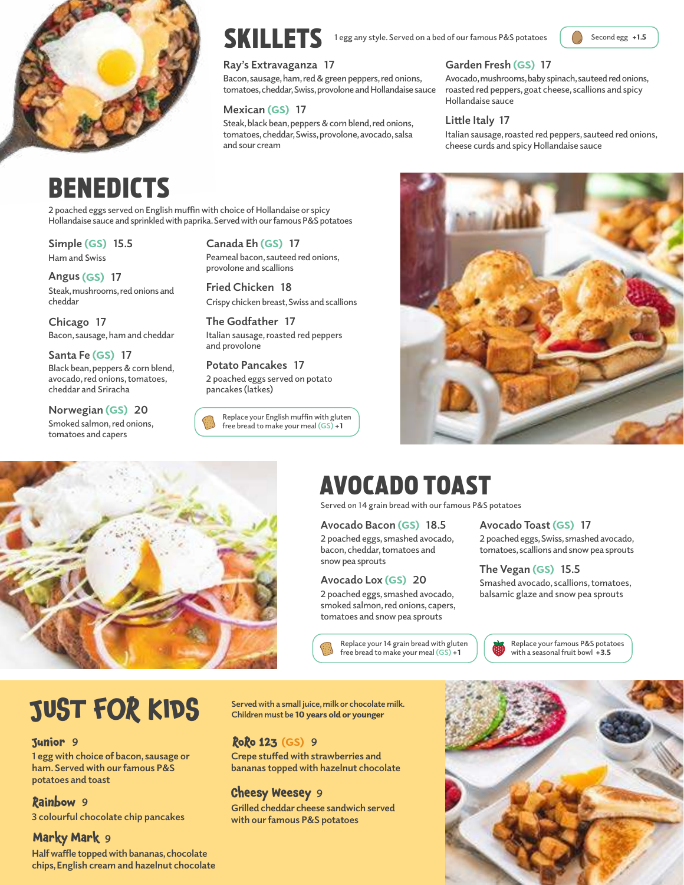## SKILLETS

1 egg any style. Served on a bed of our famous P&S potatoes

Second egg +1.5

### Ray's Extravaganza 17
Bacon, sausage, ham, red & green peppers, red onions, tomatoes, cheddar, Swiss, provolone and Hollandaise sauce

### Mexican (GS) 17
Steak, black bean, peppers & corn blend, red onions, tomatoes, cheddar, Swiss, provolone, avocado, salsa and sour cream

### Garden Fresh (GS) 17
Avocado, mushrooms, baby spinach, sauteed red onions, roasted red peppers, goat cheese, scallions and spicy Hollandaise sauce

### Little Italy 17
Italian sausage, roasted red peppers, sauteed red onions, cheese curds and spicy Hollandaise sauce

## BENEDICTS

2 poached eggs served on English muffin with choice of Hollandaise or spicy Hollandaise sauce and sprinkled with paprika. Served with our famous P&S potatoes

### Simple (GS) 15.5
Ham and Swiss

### Angus (GS) 17
Steak, mushrooms, red onions and cheddar

### Chicago 17
Bacon, sausage, ham and cheddar

### Santa Fe (GS) 17
Black bean, peppers & corn blend, avocado, red onions, tomatoes, cheddar and Sriracha

### Norwegian (GS) 20
Smoked salmon, red onions, tomatoes and capers

### Canada Eh (GS) 17
Peameal bacon, sauteed red onions, provolone and scallions

### Fried Chicken 18
Crispy chicken breast, Swiss and scallions

### The Godfather 17
Italian sausage, roasted red peppers and provolone

### Potato Pancakes 17
2 poached eggs served on potato pancakes (latkes)

Replace your English muffin with gluten free bread to make your meal (GS) +1

## AVOCADO TOAST

Served on 14 grain bread with our famous P&S potatoes

### Avocado Bacon (GS) 18.5
2 poached eggs, smashed avocado, bacon, cheddar, tomatoes and snow pea sprouts

### Avocado Lox (GS) 20
2 poached eggs, smashed avocado, smoked salmon, red onions, capers, tomatoes and snow pea sprouts

### Avocado Toast (GS) 17
2 poached eggs, Swiss, smashed avocado, tomatoes, scallions and snow pea sprouts

### The Vegan (GS) 15.5
Smashed avocado, scallions, tomatoes, balsamic glaze and snow pea sprouts

Replace your 14 grain bread with gluten free bread to make your meal (GS) +1

Replace your famous P&S potatoes with a seasonal fruit bowl +3.5

## JUST FOR KIDS

**Served with a small juice, milk or chocolate milk. Children must be 10 years old or younger**

### Junior 9
1 egg with choice of bacon, sausage or ham. Served with our famous P&S potatoes and toast

### Rainbow 9
3 colourful chocolate chip pancakes

### Marky Mark 9
Half waffle topped with bananas, chocolate chips, English cream and hazelnut chocolate

### RoRo 123 (GS) 9
Crepe stuffed with strawberries and bananas topped with hazelnut chocolate

### Cheesy Weesey 9
Grilled cheddar cheese sandwich served with our famous P&S potatoes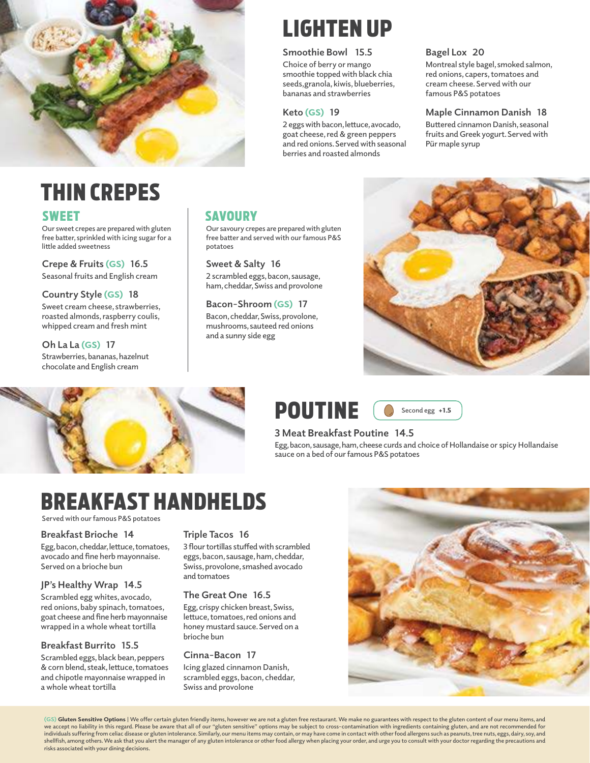## LIGHTEN UP

### Smoothie Bowl 15.5

Choice of berry or mango smoothie topped with black chia seeds,granola, kiwis, blueberries, bananas and strawberries

### Keto (GS) 19

2 eggs with bacon, lettuce, avocado, goat cheese, red & green peppers and red onions. Served with seasonal berries and roasted almonds

### Bagel Lox 20

Montreal style bagel, smoked salmon, red onions, capers, tomatoes and cream cheese. Served with our famous P&S potatoes

### Maple Cinnamon Danish 18

Buttered cinnamon Danish, seasonal fruits and Greek yogurt. Served with Pür maple syrup

## THIN CREPES

### SWEET

Our sweet crepes are prepared with gluten free batter, sprinkled with icing sugar for a little added sweetness

**Crepe & Fruits (GS) 16.5**
Seasonal fruits and English cream

**Country Style (GS) 18**
Sweet cream cheese, strawberries, roasted almonds, raspberry coulis, whipped cream and fresh mint

**Oh La La (GS) 17**
Strawberries, bananas, hazelnut chocolate and English cream

### SAVOURY

Our savoury crepes are prepared with gluten free batter and served with our famous P&S potatoes

**Sweet & Salty 16**
2 scrambled eggs, bacon, sausage, ham, cheddar, Swiss and provolone

**Bacon-Shroom (GS) 17**
Bacon, cheddar, Swiss, provolone, mushrooms, sauteed red onions and a sunny side egg

## POUTINE

Second egg +1.5

### 3 Meat Breakfast Poutine 14.5

Egg, bacon, sausage, ham, cheese curds and choice of Hollandaise or spicy Hollandaise sauce on a bed of our famous P&S potatoes

## BREAKFAST HANDHELDS

Served with our famous P&S potatoes

### Breakfast Brioche 14

Egg, bacon, cheddar, lettuce, tomatoes, avocado and fine herb mayonnaise. Served on a brioche bun

### JP's Healthy Wrap 14.5

Scrambled egg whites, avocado, red onions, baby spinach, tomatoes, goat cheese and fine herb mayonnaise wrapped in a whole wheat tortilla

### Breakfast Burrito 15.5

Scrambled eggs, black bean, peppers & corn blend, steak, lettuce, tomatoes and chipotle mayonnaise wrapped in a whole wheat tortilla

### Triple Tacos 16

3 flour tortillas stuffed with scrambled eggs, bacon, sausage, ham, cheddar, Swiss, provolone, smashed avocado and tomatoes

### The Great One 16.5

Egg, crispy chicken breast, Swiss, lettuce, tomatoes, red onions and honey mustard sauce. Served on a brioche bun

### Cinna-Bacon 17

Icing glazed cinnamon Danish, scrambled eggs, bacon, cheddar, Swiss and provolone

(GS) **Gluten Sensitive Options** | We offer certain gluten friendly items, however we are not a gluten free restaurant. We make no guarantees with respect to the gluten content of our menu items, and we accept no liability in this regard. Please be aware that all of our "gluten sensitive" options may be subject to cross-contamination with ingredients containing gluten, and are not recommended for individuals suffering from celiac disease or gluten intolerance. Similarly, our menu items may contain, or may have come in contact with other food allergens such as peanuts, tree nuts, eggs, dairy, soy, and shellfish, among others. We ask that you alert the manager of any gluten intolerance or other food allergy when placing your order, and urge you to consult with your doctor regarding the precautions and risks associated with your dining decisions.